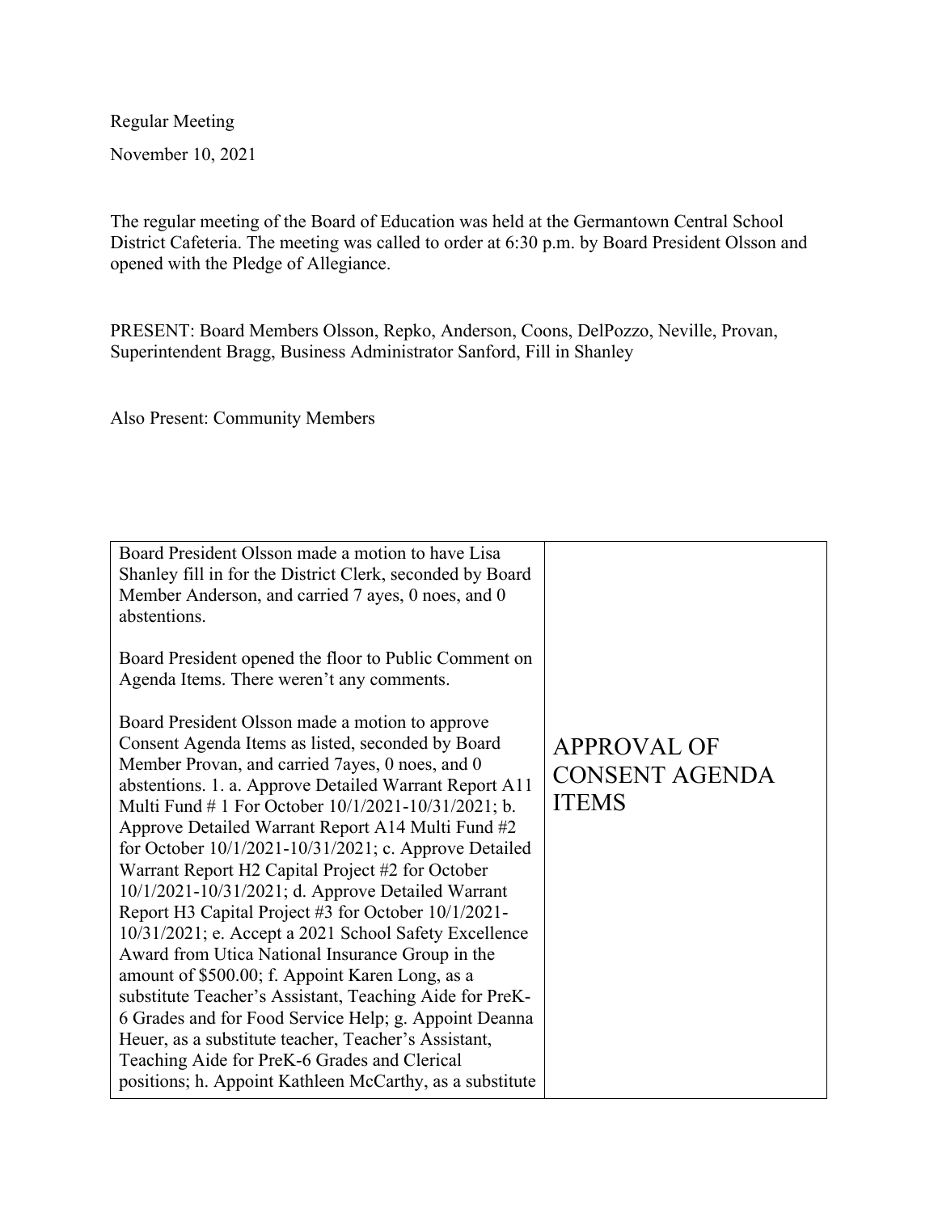Regular Meeting

November 10, 2021

The regular meeting of the Board of Education was held at the Germantown Central School District Cafeteria. The meeting was called to order at 6:30 p.m. by Board President Olsson and opened with the Pledge of Allegiance.

PRESENT: Board Members Olsson, Repko, Anderson, Coons, DelPozzo, Neville, Provan, Superintendent Bragg, Business Administrator Sanford, Fill in Shanley

Also Present: Community Members

| | |
|---|---|
| Board President Olsson made a motion to have Lisa Shanley fill in for the District Clerk, seconded by Board Member Anderson, and carried 7 ayes, 0 noes, and 0 abstentions.<br><br>Board President opened the floor to Public Comment on Agenda Items. There weren't any comments.<br><br>Board President Olsson made a motion to approve Consent Agenda Items as listed, seconded by Board Member Provan, and carried 7ayes, 0 noes, and 0 abstentions. 1. a. Approve Detailed Warrant Report A11 Multi Fund # 1 For October 10/1/2021-10/31/2021; b. Approve Detailed Warrant Report A14 Multi Fund #2 for October 10/1/2021-10/31/2021; c. Approve Detailed Warrant Report H2 Capital Project #2 for October 10/1/2021-10/31/2021; d. Approve Detailed Warrant Report H3 Capital Project #3 for October 10/1/2021-10/31/2021; e. Accept a 2021 School Safety Excellence Award from Utica National Insurance Group in the amount of $500.00; f. Appoint Karen Long, as a substitute Teacher's Assistant, Teaching Aide for PreK-6 Grades and for Food Service Help; g. Appoint Deanna Heuer, as a substitute teacher, Teacher's Assistant, Teaching Aide for PreK-6 Grades and Clerical positions; h. Appoint Kathleen McCarthy, as a substitute | APPROVAL OF CONSENT AGENDA ITEMS |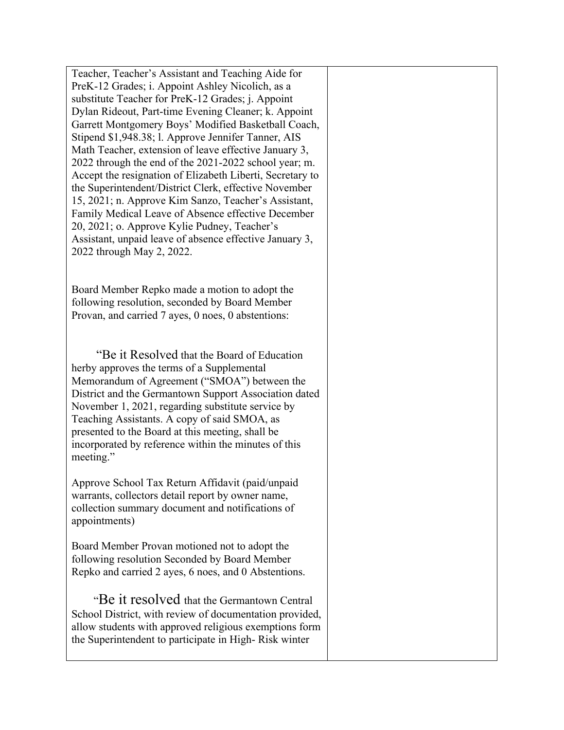Teacher, Teacher's Assistant and Teaching Aide for PreK-12 Grades; i. Appoint Ashley Nicolich, as a substitute Teacher for PreK-12 Grades; j. Appoint Dylan Rideout, Part-time Evening Cleaner; k. Appoint Garrett Montgomery Boys' Modified Basketball Coach, Stipend $1,948.38; l. Approve Jennifer Tanner, AIS Math Teacher, extension of leave effective January 3, 2022 through the end of the 2021-2022 school year; m. Accept the resignation of Elizabeth Liberti, Secretary to the Superintendent/District Clerk, effective November 15, 2021; n. Approve Kim Sanzo, Teacher's Assistant, Family Medical Leave of Absence effective December 20, 2021; o. Approve Kylie Pudney, Teacher's Assistant, unpaid leave of absence effective January 3, 2022 through May 2, 2022.

Board Member Repko made a motion to adopt the following resolution, seconded by Board Member Provan, and carried 7 ayes, 0 noes, 0 abstentions:

"Be it Resolved that the Board of Education herby approves the terms of a Supplemental Memorandum of Agreement ("SMOA") between the District and the Germantown Support Association dated November 1, 2021, regarding substitute service by Teaching Assistants. A copy of said SMOA, as presented to the Board at this meeting, shall be incorporated by reference within the minutes of this meeting."

Approve School Tax Return Affidavit (paid/unpaid warrants, collectors detail report by owner name, collection summary document and notifications of appointments)

Board Member Provan motioned not to adopt the following resolution Seconded by Board Member Repko and carried 2 ayes, 6 noes, and 0 Abstentions.

"Be it resolved that the Germantown Central School District, with review of documentation provided, allow students with approved religious exemptions form the Superintendent to participate in High- Risk winter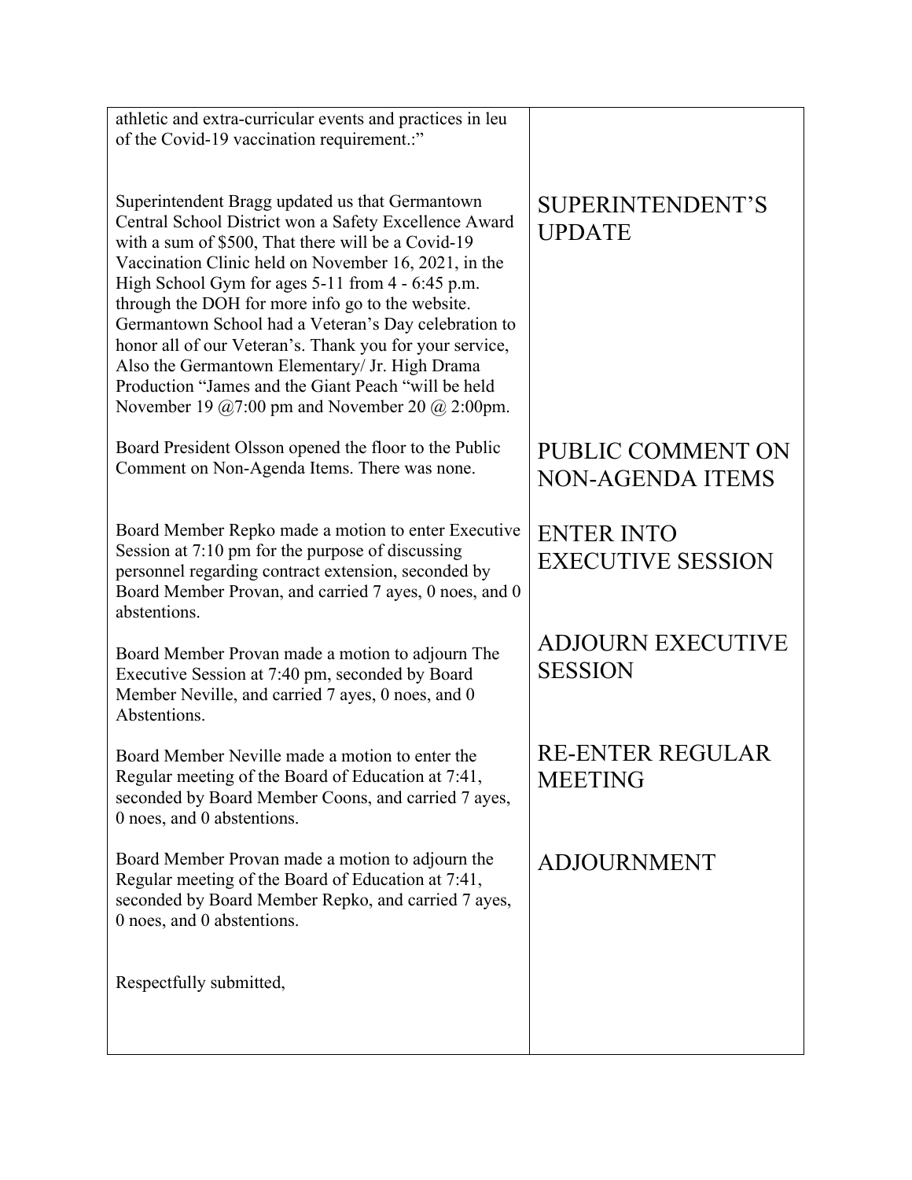| | |
|---|---|
| athletic and extra-curricular events and practices in leu of the Covid-19 vaccination requirement.:" | |
| Superintendent Bragg updated us that Germantown Central School District won a Safety Excellence Award with a sum of $500, That there will be a Covid-19 Vaccination Clinic held on November 16, 2021, in the High School Gym for ages 5-11 from 4 - 6:45 p.m. through the DOH for more info go to the website. Germantown School had a Veteran's Day celebration to honor all of our Veteran's. Thank you for your service, Also the Germantown Elementary/ Jr. High Drama Production "James and the Giant Peach "will be held November 19 @7:00 pm and November 20 @ 2:00pm. | SUPERINTENDENT'S UPDATE |
| Board President Olsson opened the floor to the Public Comment on Non-Agenda Items. There was none. | PUBLIC COMMENT ON NON-AGENDA ITEMS |
| Board Member Repko made a motion to enter Executive Session at 7:10 pm for the purpose of discussing personnel regarding contract extension, seconded by Board Member Provan, and carried 7 ayes, 0 noes, and 0 abstentions. | ENTER INTO EXECUTIVE SESSION |
| Board Member Provan made a motion to adjourn The Executive Session at 7:40 pm, seconded by Board Member Neville, and carried 7 ayes, 0 noes, and 0 Abstentions. | ADJOURN EXECUTIVE SESSION |
| Board Member Neville made a motion to enter the Regular meeting of the Board of Education at 7:41, seconded by Board Member Coons, and carried 7 ayes, 0 noes, and 0 abstentions. | RE-ENTER REGULAR MEETING |
| Board Member Provan made a motion to adjourn the Regular meeting of the Board of Education at 7:41, seconded by Board Member Repko, and carried 7 ayes, 0 noes, and 0 abstentions. | ADJOURNMENT |
| Respectfully submitted, | |